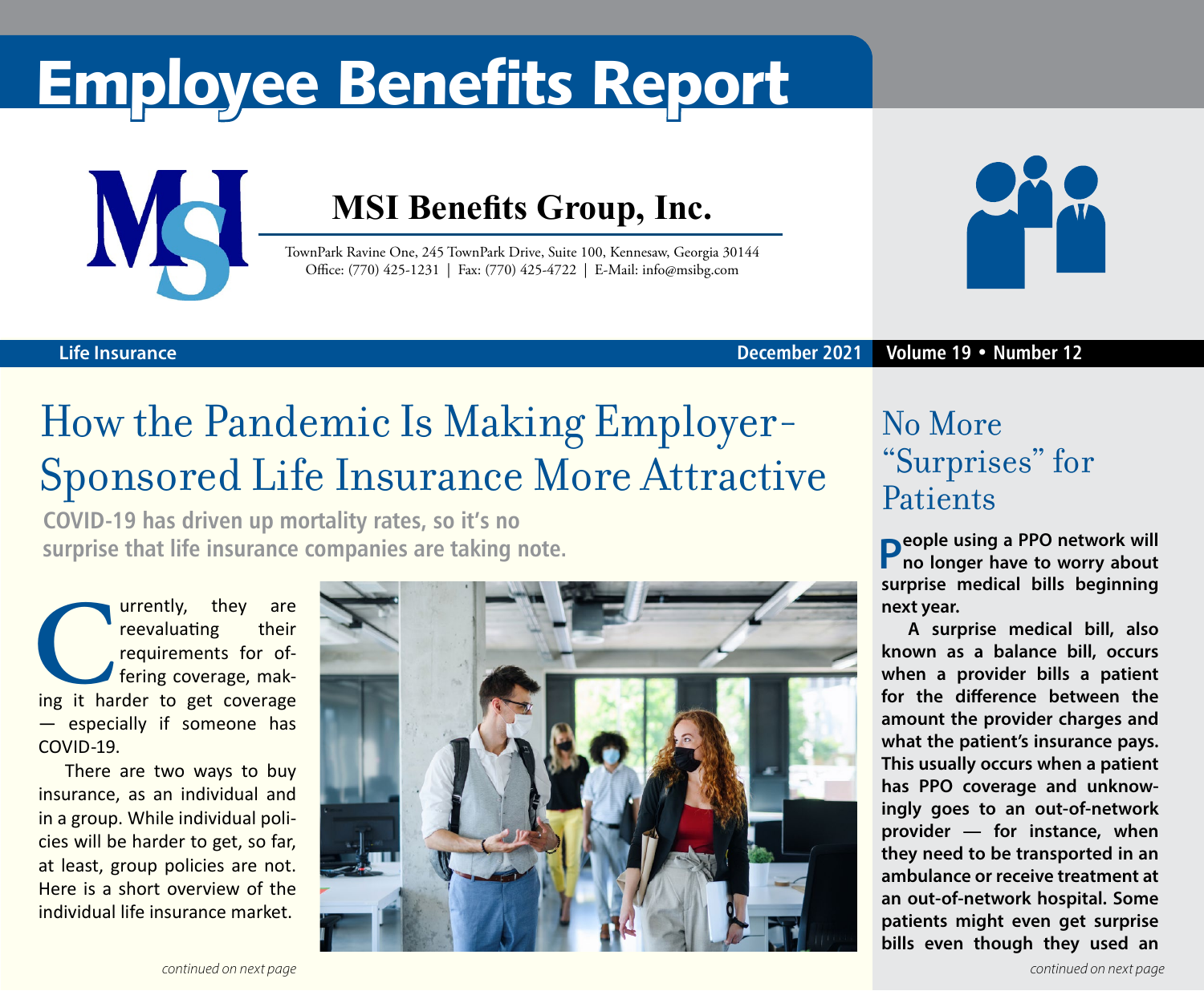# Employee Benefits Report

**MSI Benefits Group, Inc.**

TownPark Ravine One, 245 TownPark Drive, Suite 100, Kennesaw, Georgia 30144
Office: (770) 425-1231 | Fax: (770) 425-4722 | E-Mail: info@msibg.com

Life Insurance — December 2021 — Volume 19 • Number 12

## How the Pandemic Is Making Employer-Sponsored Life Insurance More Attractive

**COVID-19 has driven up mortality rates, so it's no surprise that life insurance companies are taking note.**

Currently, they are reevaluating their requirements for offering coverage, making it harder to get coverage — especially if someone has COVID-19.

There are two ways to buy insurance, as an individual and in a group. While individual policies will be harder to get, so far, at least, group policies are not. Here is a short overview of the individual life insurance market.

*continued on next page*

## No More "Surprises" for Patients

**People using a PPO network will no longer have to worry about surprise medical bills beginning next year.**

**A surprise medical bill, also known as a balance bill, occurs when a provider bills a patient for the difference between the amount the provider charges and what the patient's insurance pays. This usually occurs when a patient has PPO coverage and unknowingly goes to an out-of-network provider — for instance, when they need to be transported in an ambulance or receive treatment at an out-of-network hospital. Some patients might even get surprise bills even though they used an**

*continued on next page*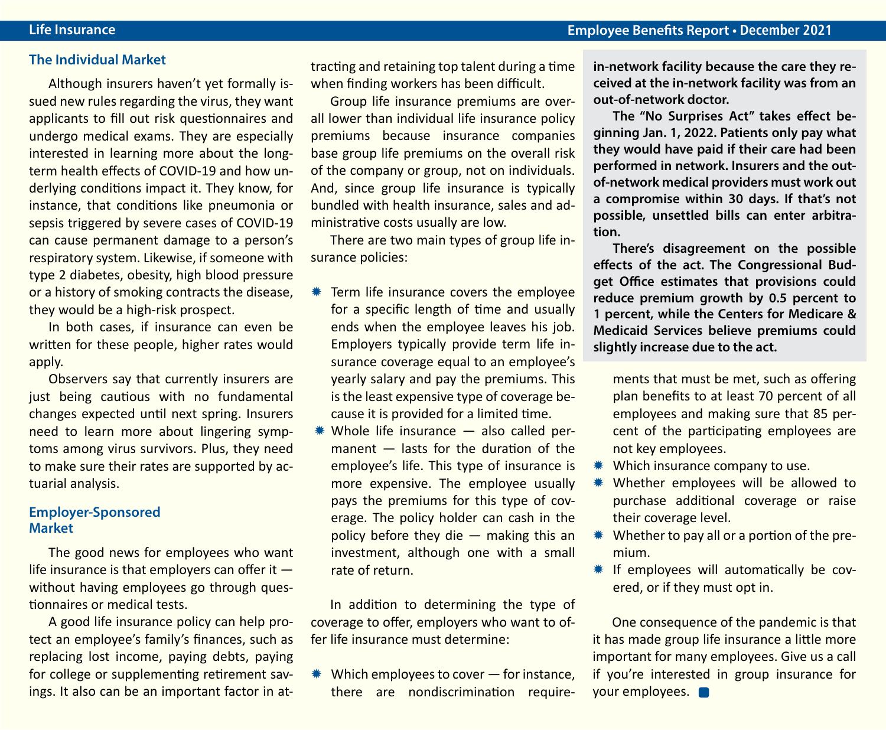## The Individual Market

Although insurers haven't yet formally issued new rules regarding the virus, they want applicants to fill out risk questionnaires and undergo medical exams. They are especially interested in learning more about the long-term health effects of COVID-19 and how underlying conditions impact it. They know, for instance, that conditions like pneumonia or sepsis triggered by severe cases of COVID-19 can cause permanent damage to a person's respiratory system. Likewise, if someone with type 2 diabetes, obesity, high blood pressure or a history of smoking contracts the disease, they would be a high-risk prospect.

In both cases, if insurance can even be written for these people, higher rates would apply.

Observers say that currently insurers are just being cautious with no fundamental changes expected until next spring. Insurers need to learn more about lingering symptoms among virus survivors. Plus, they need to make sure their rates are supported by actuarial analysis.

## Employer-Sponsored Market

The good news for employees who want life insurance is that employers can offer it — without having employees go through questionnaires or medical tests.

A good life insurance policy can help protect an employee's family's finances, such as replacing lost income, paying debts, paying for college or supplementing retirement savings. It also can be an important factor in attracting and retaining top talent during a time when finding workers has been difficult.

Group life insurance premiums are overall lower than individual life insurance policy premiums because insurance companies base group life premiums on the overall risk of the company or group, not on individuals. And, since group life insurance is typically bundled with health insurance, sales and administrative costs usually are low.

There are two main types of group life insurance policies:

- Term life insurance covers the employee for a specific length of time and usually ends when the employee leaves his job. Employers typically provide term life insurance coverage equal to an employee's yearly salary and pay the premiums. This is the least expensive type of coverage because it is provided for a limited time.
- Whole life insurance — also called permanent — lasts for the duration of the employee's life. This type of insurance is more expensive. The employee usually pays the premiums for this type of coverage. The policy holder can cash in the policy before they die — making this an investment, although one with a small rate of return.

In addition to determining the type of coverage to offer, employers who want to offer life insurance must determine:

- Which employees to cover — for instance, there are nondiscrimination requirements that must be met, such as offering plan benefits to at least 70 percent of all employees and making sure that 85 percent of the participating employees are not key employees.
- Which insurance company to use.
- Whether employees will be allowed to purchase additional coverage or raise their coverage level.
- Whether to pay all or a portion of the premium.
- If employees will automatically be covered, or if they must opt in.

One consequence of the pandemic is that it has made group life insurance a little more important for many employees. Give us a call if you're interested in group insurance for your employees.

**in-network facility because the care they received at the in-network facility was from an out-of-network doctor.**

**The "No Surprises Act" takes effect beginning Jan. 1, 2022. Patients only pay what they would have paid if their care had been performed in network. Insurers and the out-of-network medical providers must work out a compromise within 30 days. If that's not possible, unsettled bills can enter arbitration.**

**There's disagreement on the possible effects of the act. The Congressional Budget Office estimates that provisions could reduce premium growth by 0.5 percent to 1 percent, while the Centers for Medicare & Medicaid Services believe premiums could slightly increase due to the act.**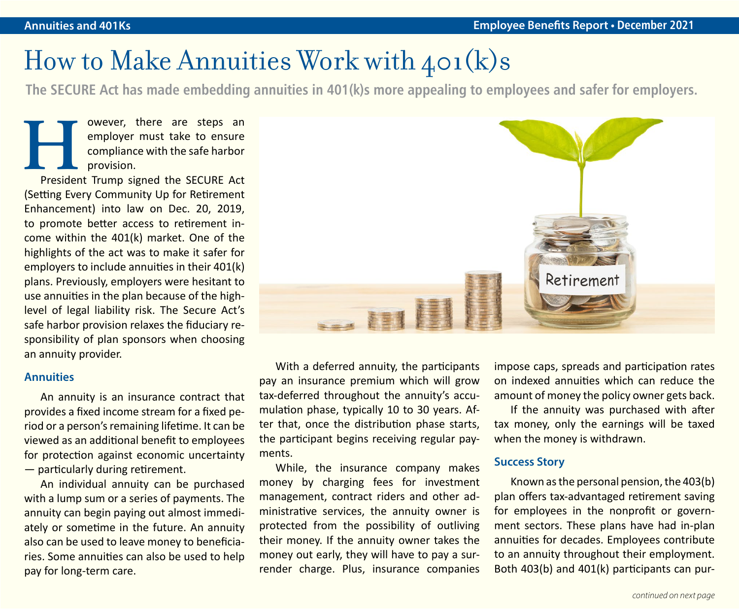# How to Make Annuities Work with 401(k)s

**The SECURE Act has made embedding annuities in 401(k)s more appealing to employees and safer for employers.**

However, there are steps an employer must take to ensure compliance with the safe harbor provision.

President Trump signed the SECURE Act (Setting Every Community Up for Retirement Enhancement) into law on Dec. 20, 2019, to promote better access to retirement income within the 401(k) market. One of the highlights of the act was to make it safer for employers to include annuities in their 401(k) plans. Previously, employers were hesitant to use annuities in the plan because of the high-level of legal liability risk. The Secure Act's safe harbor provision relaxes the fiduciary responsibility of plan sponsors when choosing an annuity provider.

## Annuities

An annuity is an insurance contract that provides a fixed income stream for a fixed period or a person's remaining lifetime. It can be viewed as an additional benefit to employees for protection against economic uncertainty — particularly during retirement.

An individual annuity can be purchased with a lump sum or a series of payments. The annuity can begin paying out almost immediately or sometime in the future. An annuity also can be used to leave money to beneficiaries. Some annuities can also be used to help pay for long-term care.

With a deferred annuity, the participants pay an insurance premium which will grow tax-deferred throughout the annuity's accumulation phase, typically 10 to 30 years. After that, once the distribution phase starts, the participant begins receiving regular payments.

While, the insurance company makes money by charging fees for investment management, contract riders and other administrative services, the annuity owner is protected from the possibility of outliving their money. If the annuity owner takes the money out early, they will have to pay a surrender charge. Plus, insurance companies impose caps, spreads and participation rates on indexed annuities which can reduce the amount of money the policy owner gets back.

If the annuity was purchased with after tax money, only the earnings will be taxed when the money is withdrawn.

## Success Story

Known as the personal pension, the 403(b) plan offers tax-advantaged retirement saving for employees in the nonprofit or government sectors. These plans have had in-plan annuities for decades. Employees contribute to an annuity throughout their employment. Both 403(b) and 401(k) participants can pur-

*continued on next page*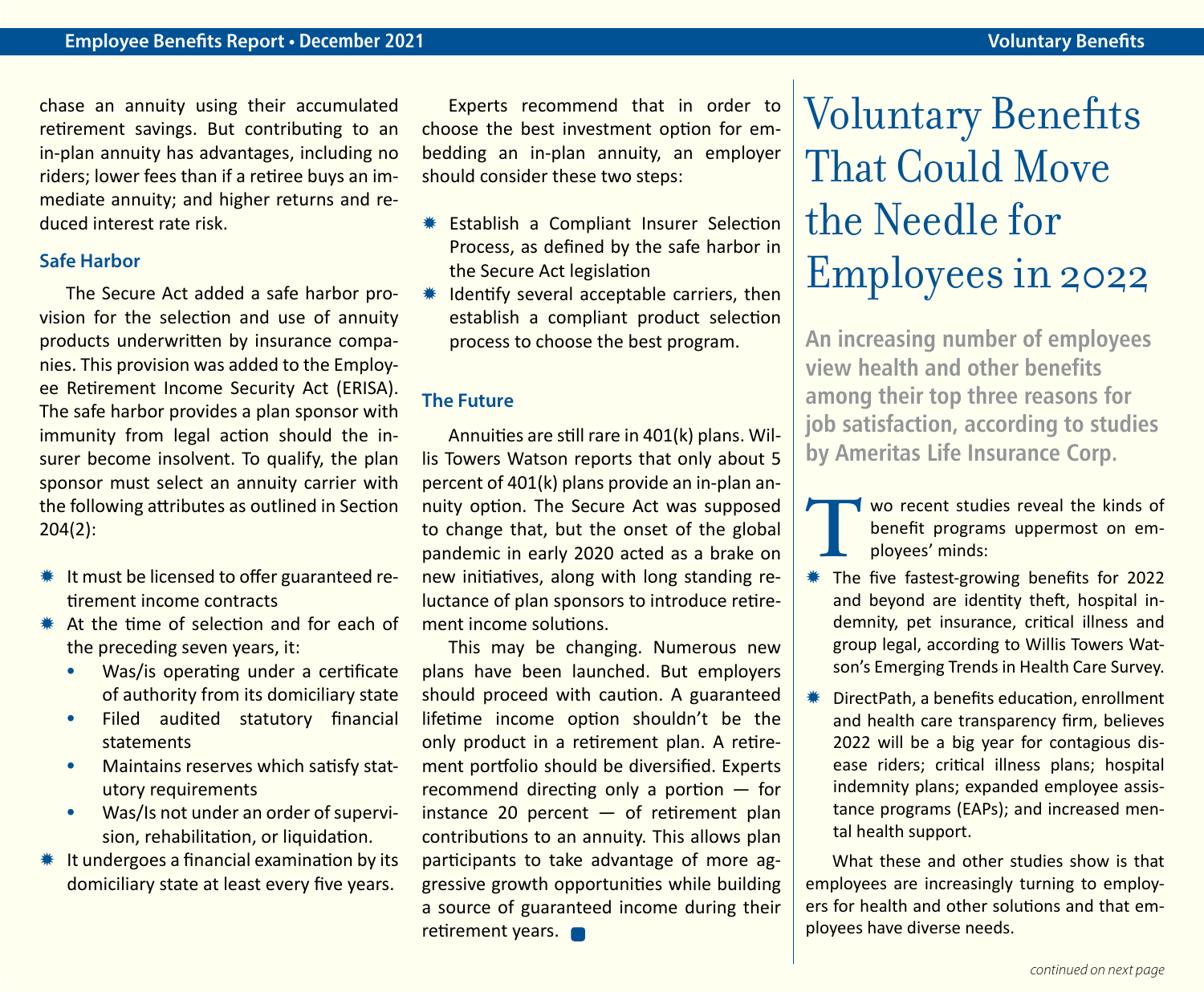chase an annuity using their accumulated retirement savings. But contributing to an in-plan annuity has advantages, including no riders; lower fees than if a retiree buys an immediate annuity; and higher returns and reduced interest rate risk.

### Safe Harbor

The Secure Act added a safe harbor provision for the selection and use of annuity products underwritten by insurance companies. This provision was added to the Employee Retirement Income Security Act (ERISA). The safe harbor provides a plan sponsor with immunity from legal action should the insurer become insolvent. To qualify, the plan sponsor must select an annuity carrier with the following attributes as outlined in Section 204(2):

- It must be licensed to offer guaranteed retirement income contracts
- At the time of selection and for each of the preceding seven years, it:
  - Was/is operating under a certificate of authority from its domiciliary state
  - Filed audited statutory financial statements
  - Maintains reserves which satisfy statutory requirements
  - Was/Is not under an order of supervision, rehabilitation, or liquidation.
- It undergoes a financial examination by its domiciliary state at least every five years.

Experts recommend that in order to choose the best investment option for embedding an in-plan annuity, an employer should consider these two steps:

- Establish a Compliant Insurer Selection Process, as defined by the safe harbor in the Secure Act legislation
- Identify several acceptable carriers, then establish a compliant product selection process to choose the best program.

### The Future

Annuities are still rare in 401(k) plans. Willis Towers Watson reports that only about 5 percent of 401(k) plans provide an in-plan annuity option. The Secure Act was supposed to change that, but the onset of the global pandemic in early 2020 acted as a brake on new initiatives, along with long standing reluctance of plan sponsors to introduce retirement income solutions.

This may be changing. Numerous new plans have been launched. But employers should proceed with caution. A guaranteed lifetime income option shouldn't be the only product in a retirement plan. A retirement portfolio should be diversified. Experts recommend directing only a portion — for instance 20 percent — of retirement plan contributions to an annuity. This allows plan participants to take advantage of more aggressive growth opportunities while building a source of guaranteed income during their retirement years.

# Voluntary Benefits That Could Move the Needle for Employees in 2022

**An increasing number of employees view health and other benefits among their top three reasons for job satisfaction, according to studies by Ameritas Life Insurance Corp.**

Two recent studies reveal the kinds of benefit programs uppermost on employees' minds:

- The five fastest-growing benefits for 2022 and beyond are identity theft, hospital indemnity, pet insurance, critical illness and group legal, according to Willis Towers Watson's Emerging Trends in Health Care Survey.
- DirectPath, a benefits education, enrollment and health care transparency firm, believes 2022 will be a big year for contagious disease riders; critical illness plans; hospital indemnity plans; expanded employee assistance programs (EAPs); and increased mental health support.

What these and other studies show is that employees are increasingly turning to employers for health and other solutions and that employees have diverse needs.

*continued on next page*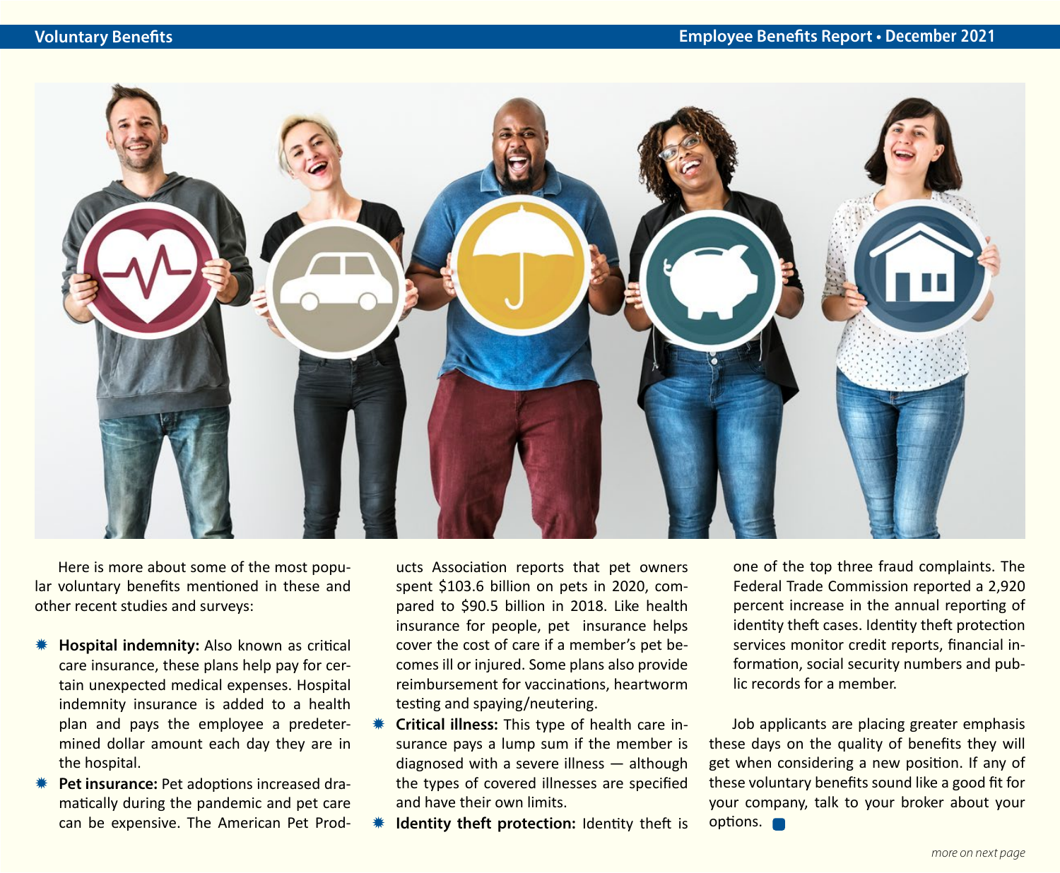Here is more about some of the most popular voluntary benefits mentioned in these and other recent studies and surveys:

- **Hospital indemnity:** Also known as critical care insurance, these plans help pay for certain unexpected medical expenses. Hospital indemnity insurance is added to a health plan and pays the employee a predetermined dollar amount each day they are in the hospital.
- **Pet insurance:** Pet adoptions increased dramatically during the pandemic and pet care can be expensive. The American Pet Products Association reports that pet owners spent $103.6 billion on pets in 2020, compared to $90.5 billion in 2018. Like health insurance for people, pet insurance helps cover the cost of care if a member's pet becomes ill or injured. Some plans also provide reimbursement for vaccinations, heartworm testing and spaying/neutering.
- **Critical illness:** This type of health care insurance pays a lump sum if the member is diagnosed with a severe illness — although the types of covered illnesses are specified and have their own limits.
- **Identity theft protection:** Identity theft is one of the top three fraud complaints. The Federal Trade Commission reported a 2,920 percent increase in the annual reporting of identity theft cases. Identity theft protection services monitor credit reports, financial information, social security numbers and public records for a member.

Job applicants are placing greater emphasis these days on the quality of benefits they will get when considering a new position. If any of these voluntary benefits sound like a good fit for your company, talk to your broker about your options.

*more on next page*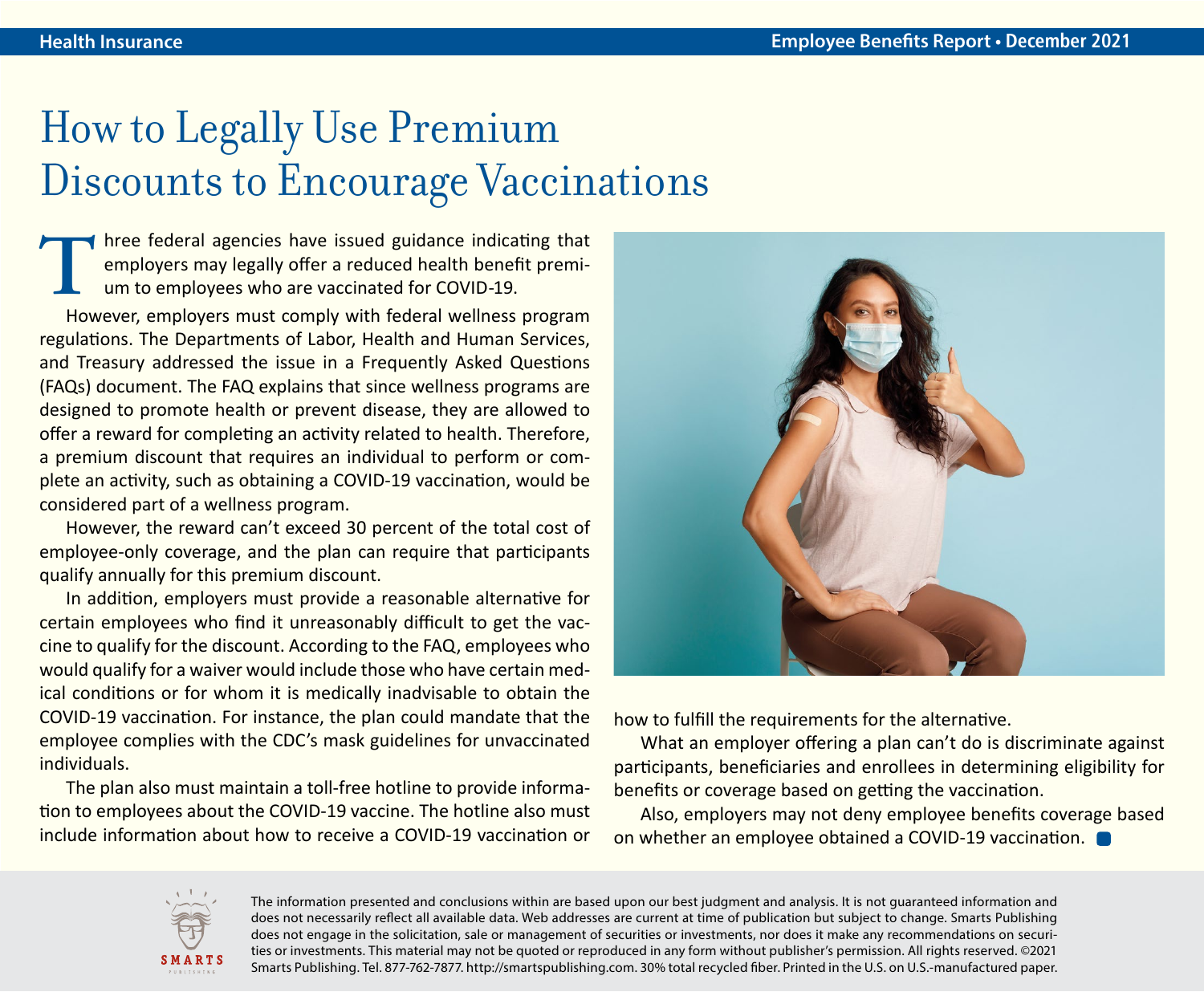# How to Legally Use Premium Discounts to Encourage Vaccinations

Three federal agencies have issued guidance indicating that employers may legally offer a reduced health benefit premium to employees who are vaccinated for COVID-19.

However, employers must comply with federal wellness program regulations. The Departments of Labor, Health and Human Services, and Treasury addressed the issue in a Frequently Asked Questions (FAQs) document. The FAQ explains that since wellness programs are designed to promote health or prevent disease, they are allowed to offer a reward for completing an activity related to health. Therefore, a premium discount that requires an individual to perform or complete an activity, such as obtaining a COVID-19 vaccination, would be considered part of a wellness program.

However, the reward can't exceed 30 percent of the total cost of employee-only coverage, and the plan can require that participants qualify annually for this premium discount.

In addition, employers must provide a reasonable alternative for certain employees who find it unreasonably difficult to get the vaccine to qualify for the discount. According to the FAQ, employees who would qualify for a waiver would include those who have certain medical conditions or for whom it is medically inadvisable to obtain the COVID-19 vaccination. For instance, the plan could mandate that the employee complies with the CDC's mask guidelines for unvaccinated individuals.

The plan also must maintain a toll-free hotline to provide information to employees about the COVID-19 vaccine. The hotline also must include information about how to receive a COVID-19 vaccination or how to fulfill the requirements for the alternative.

What an employer offering a plan can't do is discriminate against participants, beneficiaries and enrollees in determining eligibility for benefits or coverage based on getting the vaccination.

Also, employers may not deny employee benefits coverage based on whether an employee obtained a COVID-19 vaccination.

The information presented and conclusions within are based upon our best judgment and analysis. It is not guaranteed information and does not necessarily reflect all available data. Web addresses are current at time of publication but subject to change. Smarts Publishing does not engage in the solicitation, sale or management of securities or investments, nor does it make any recommendations on securities or investments. This material may not be quoted or reproduced in any form without publisher's permission. All rights reserved. ©2021 Smarts Publishing. Tel. 877-762-7877. http://smartspublishing.com. 30% total recycled fiber. Printed in the U.S. on U.S.-manufactured paper.